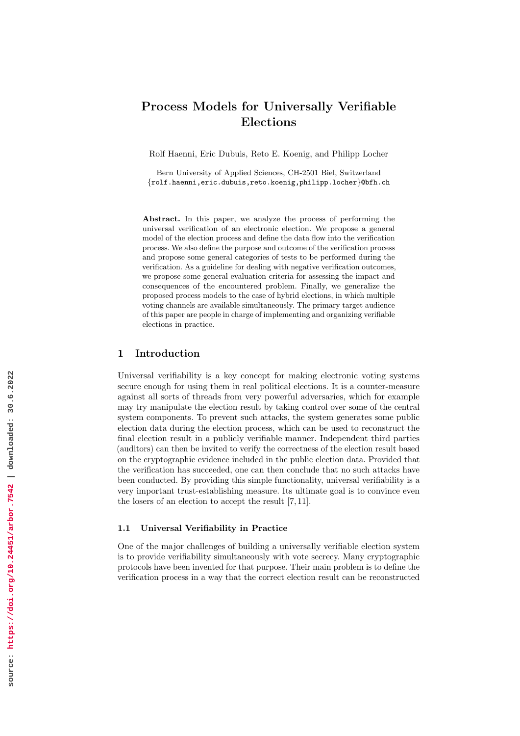# Process Models for Universally Verifiable Elections

Rolf Haenni, Eric Dubuis, Reto E. Koenig, and Philipp Locher

Bern University of Applied Sciences, CH-2501 Biel, Switzerland
{rolf.haenni,eric.dubuis,reto.koenig,philipp.locher}@bfh.ch

**Abstract.** In this paper, we analyze the process of performing the universal verification of an electronic election. We propose a general model of the election process and define the data flow into the verification process. We also define the purpose and outcome of the verification process and propose some general categories of tests to be performed during the verification. As a guideline for dealing with negative verification outcomes, we propose some general evaluation criteria for assessing the impact and consequences of the encountered problem. Finally, we generalize the proposed process models to the case of hybrid elections, in which multiple voting channels are available simultaneously. The primary target audience of this paper are people in charge of implementing and organizing verifiable elections in practice.

## 1 Introduction

Universal verifiability is a key concept for making electronic voting systems secure enough for using them in real political elections. It is a counter-measure against all sorts of threads from very powerful adversaries, which for example may try manipulate the election result by taking control over some of the central system components. To prevent such attacks, the system generates some public election data during the election process, which can be used to reconstruct the final election result in a publicly verifiable manner. Independent third parties (auditors) can then be invited to verify the correctness of the election result based on the cryptographic evidence included in the public election data. Provided that the verification has succeeded, one can then conclude that no such attacks have been conducted. By providing this simple functionality, universal verifiability is a very important trust-establishing measure. Its ultimate goal is to convince even the losers of an election to accept the result [7, 11].

### 1.1 Universal Verifiability in Practice

One of the major challenges of building a universally verifiable election system is to provide verifiability simultaneously with vote secrecy. Many cryptographic protocols have been invented for that purpose. Their main problem is to define the verification process in a way that the correct election result can be reconstructed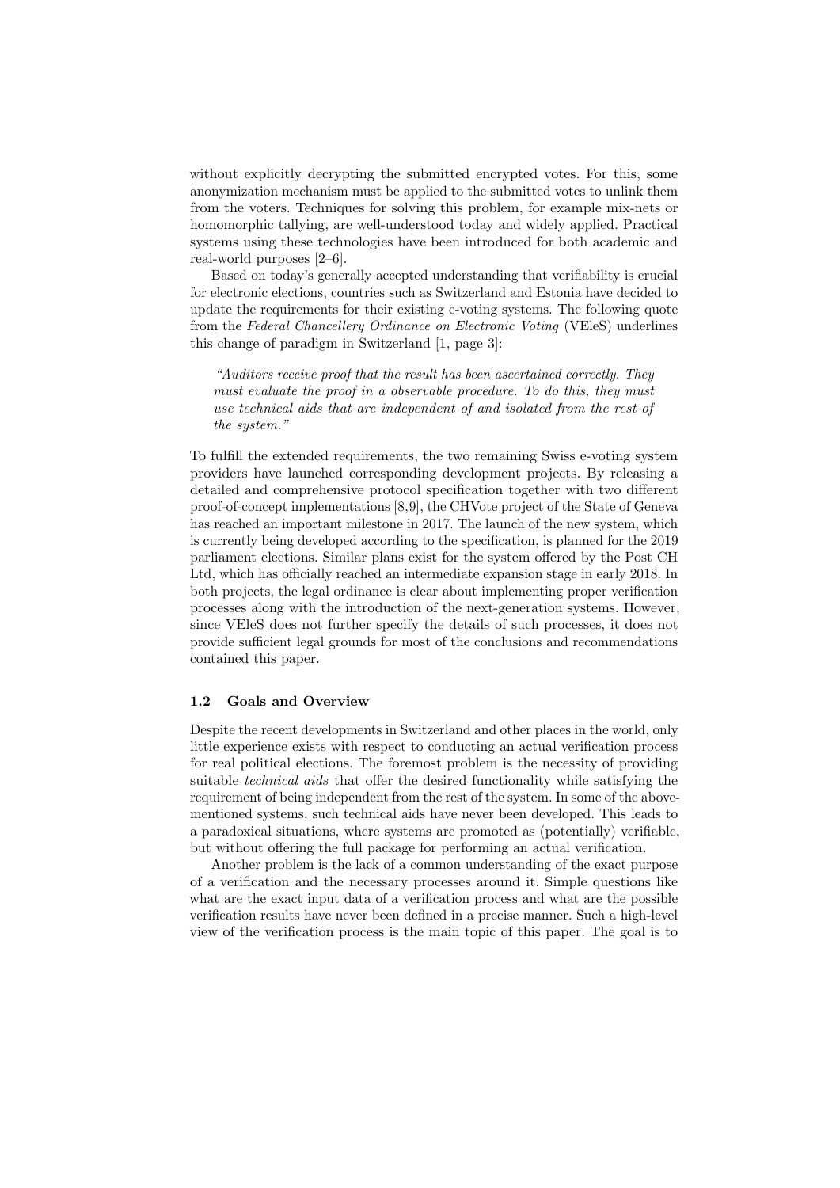without explicitly decrypting the submitted encrypted votes. For this, some anonymization mechanism must be applied to the submitted votes to unlink them from the voters. Techniques for solving this problem, for example mix-nets or homomorphic tallying, are well-understood today and widely applied. Practical systems using these technologies have been introduced for both academic and real-world purposes [2–6].

Based on today's generally accepted understanding that verifiability is crucial for electronic elections, countries such as Switzerland and Estonia have decided to update the requirements for their existing e-voting systems. The following quote from the *Federal Chancellery Ordinance on Electronic Voting* (VEleS) underlines this change of paradigm in Switzerland [1, page 3]:

> *"Auditors receive proof that the result has been ascertained correctly. They must evaluate the proof in a observable procedure. To do this, they must use technical aids that are independent of and isolated from the rest of the system."*

To fulfill the extended requirements, the two remaining Swiss e-voting system providers have launched corresponding development projects. By releasing a detailed and comprehensive protocol specification together with two different proof-of-concept implementations [8,9], the CHVote project of the State of Geneva has reached an important milestone in 2017. The launch of the new system, which is currently being developed according to the specification, is planned for the 2019 parliament elections. Similar plans exist for the system offered by the Post CH Ltd, which has officially reached an intermediate expansion stage in early 2018. In both projects, the legal ordinance is clear about implementing proper verification processes along with the introduction of the next-generation systems. However, since VEleS does not further specify the details of such processes, it does not provide sufficient legal grounds for most of the conclusions and recommendations contained this paper.

### 1.2 Goals and Overview

Despite the recent developments in Switzerland and other places in the world, only little experience exists with respect to conducting an actual verification process for real political elections. The foremost problem is the necessity of providing suitable *technical aids* that offer the desired functionality while satisfying the requirement of being independent from the rest of the system. In some of the above-mentioned systems, such technical aids have never been developed. This leads to a paradoxical situations, where systems are promoted as (potentially) verifiable, but without offering the full package for performing an actual verification.

Another problem is the lack of a common understanding of the exact purpose of a verification and the necessary processes around it. Simple questions like what are the exact input data of a verification process and what are the possible verification results have never been defined in a precise manner. Such a high-level view of the verification process is the main topic of this paper. The goal is to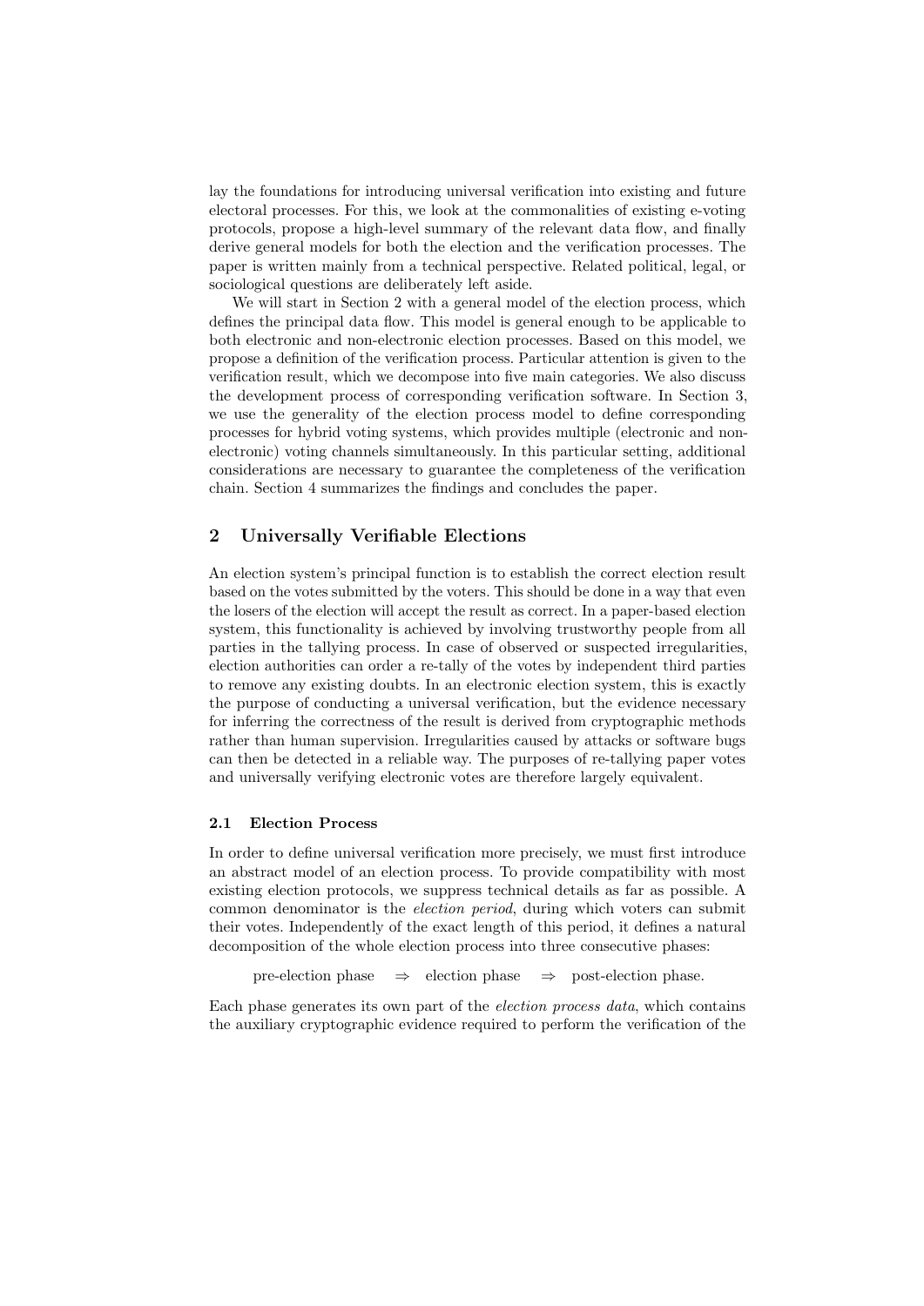lay the foundations for introducing universal verification into existing and future electoral processes. For this, we look at the commonalities of existing e-voting protocols, propose a high-level summary of the relevant data flow, and finally derive general models for both the election and the verification processes. The paper is written mainly from a technical perspective. Related political, legal, or sociological questions are deliberately left aside.

We will start in Section 2 with a general model of the election process, which defines the principal data flow. This model is general enough to be applicable to both electronic and non-electronic election processes. Based on this model, we propose a definition of the verification process. Particular attention is given to the verification result, which we decompose into five main categories. We also discuss the development process of corresponding verification software. In Section 3, we use the generality of the election process model to define corresponding processes for hybrid voting systems, which provides multiple (electronic and non-electronic) voting channels simultaneously. In this particular setting, additional considerations are necessary to guarantee the completeness of the verification chain. Section 4 summarizes the findings and concludes the paper.

## 2 Universally Verifiable Elections

An election system's principal function is to establish the correct election result based on the votes submitted by the voters. This should be done in a way that even the losers of the election will accept the result as correct. In a paper-based election system, this functionality is achieved by involving trustworthy people from all parties in the tallying process. In case of observed or suspected irregularities, election authorities can order a re-tally of the votes by independent third parties to remove any existing doubts. In an electronic election system, this is exactly the purpose of conducting a universal verification, but the evidence necessary for inferring the correctness of the result is derived from cryptographic methods rather than human supervision. Irregularities caused by attacks or software bugs can then be detected in a reliable way. The purposes of re-tallying paper votes and universally verifying electronic votes are therefore largely equivalent.

### 2.1 Election Process

In order to define universal verification more precisely, we must first introduce an abstract model of an election process. To provide compatibility with most existing election protocols, we suppress technical details as far as possible. A common denominator is the *election period*, during which voters can submit their votes. Independently of the exact length of this period, it defines a natural decomposition of the whole election process into three consecutive phases:

$$\text{pre-election phase} \quad \Rightarrow \quad \text{election phase} \quad \Rightarrow \quad \text{post-election phase.}$$

Each phase generates its own part of the *election process data*, which contains the auxiliary cryptographic evidence required to perform the verification of the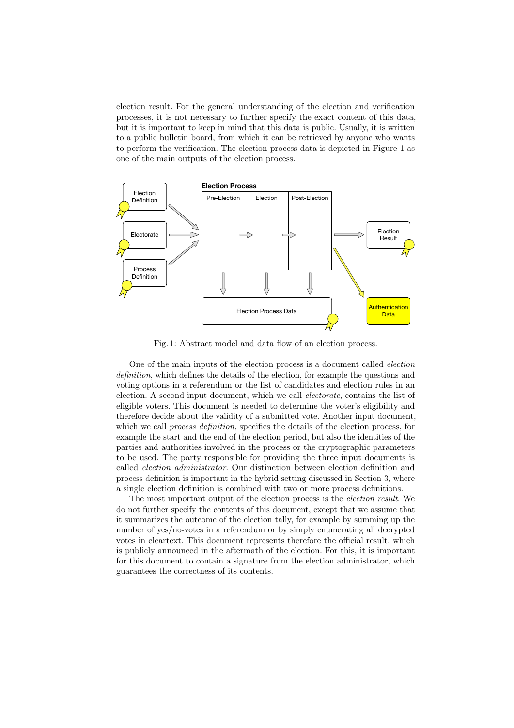election result. For the general understanding of the election and verification processes, it is not necessary to further specify the exact content of this data, but it is important to keep in mind that this data is public. Usually, it is written to a public bulletin board, from which it can be retrieved by anyone who wants to perform the verification. The election process data is depicted in Figure 1 as one of the main outputs of the election process.

Election Process

Pre-Election

Election

Post-Election

Election Definition

Electorate

Process Definition

Election Result

Authentication Data

Election Process Data

Fig. 1: Abstract model and data flow of an election process.

One of the main inputs of the election process is a document called *election definition*, which defines the details of the election, for example the questions and voting options in a referendum or the list of candidates and election rules in an election. A second input document, which we call *electorate*, contains the list of eligible voters. This document is needed to determine the voter's eligibility and therefore decide about the validity of a submitted vote. Another input document, which we call *process definition*, specifies the details of the election process, for example the start and the end of the election period, but also the identities of the parties and authorities involved in the process or the cryptographic parameters to be used. The party responsible for providing the three input documents is called *election administrator*. Our distinction between election definition and process definition is important in the hybrid setting discussed in Section 3, where a single election definition is combined with two or more process definitions.

The most important output of the election process is the *election result*. We do not further specify the contents of this document, except that we assume that it summarizes the outcome of the election tally, for example by summing up the number of yes/no-votes in a referendum or by simply enumerating all decrypted votes in cleartext. This document represents therefore the official result, which is publicly announced in the aftermath of the election. For this, it is important for this document to contain a signature from the election administrator, which guarantees the correctness of its contents.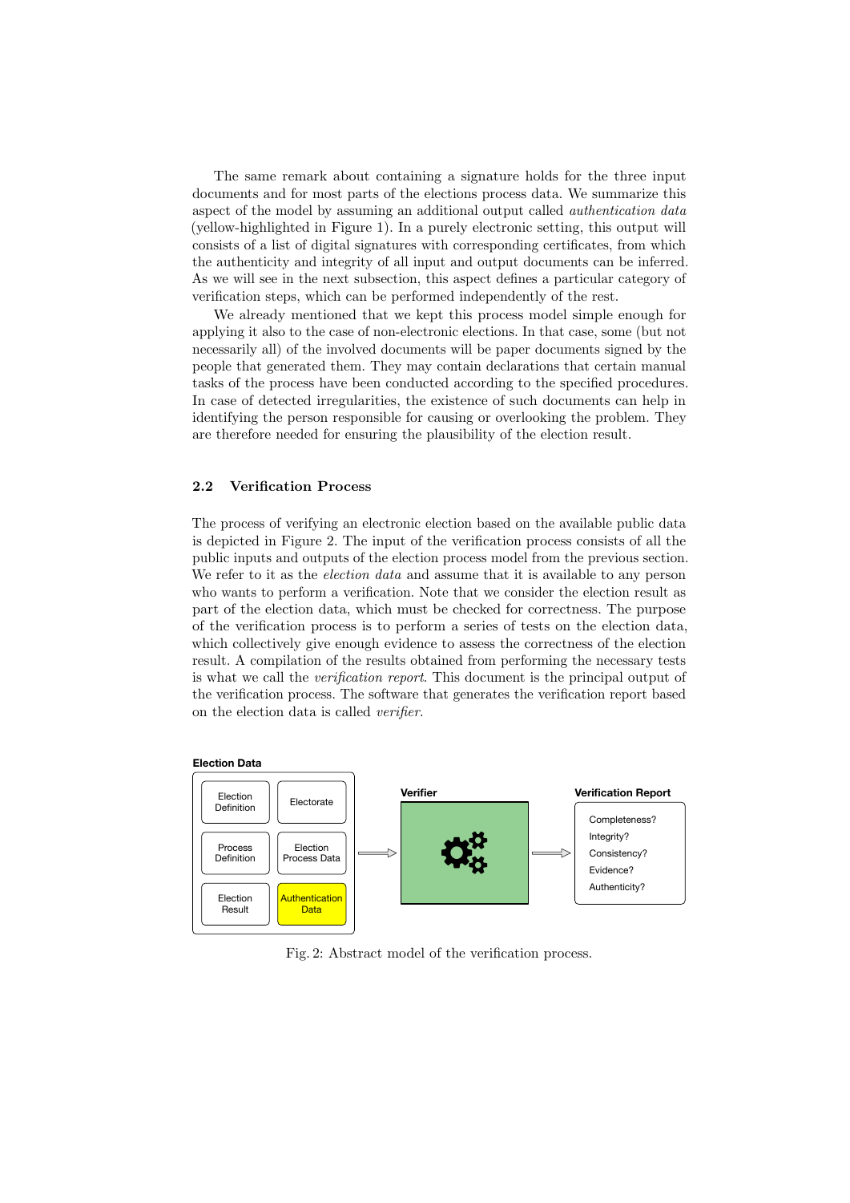The same remark about containing a signature holds for the three input documents and for most parts of the elections process data. We summarize this aspect of the model by assuming an additional output called *authentication data* (yellow-highlighted in Figure 1). In a purely electronic setting, this output will consists of a list of digital signatures with corresponding certificates, from which the authenticity and integrity of all input and output documents can be inferred. As we will see in the next subsection, this aspect defines a particular category of verification steps, which can be performed independently of the rest.

We already mentioned that we kept this process model simple enough for applying it also to the case of non-electronic elections. In that case, some (but not necessarily all) of the involved documents will be paper documents signed by the people that generated them. They may contain declarations that certain manual tasks of the process have been conducted according to the specified procedures. In case of detected irregularities, the existence of such documents can help in identifying the person responsible for causing or overlooking the problem. They are therefore needed for ensuring the plausibility of the election result.

## 2.2 Verification Process

The process of verifying an electronic election based on the available public data is depicted in Figure 2. The input of the verification process consists of all the public inputs and outputs of the election process model from the previous section. We refer to it as the *election data* and assume that it is available to any person who wants to perform a verification. Note that we consider the election result as part of the election data, which must be checked for correctness. The purpose of the verification process is to perform a series of tests on the election data, which collectively give enough evidence to assess the correctness of the election result. A compilation of the results obtained from performing the necessary tests is what we call the *verification report*. This document is the principal output of the verification process. The software that generates the verification report based on the election data is called *verifier*.

**Election Data**: Election Definition, Electorate, Process Definition, Election Process Data, Election Result, Authentication Data → **Verifier** → **Verification Report**: Completeness? Integrity? Consistency? Evidence? Authenticity?

Fig. 2: Abstract model of the verification process.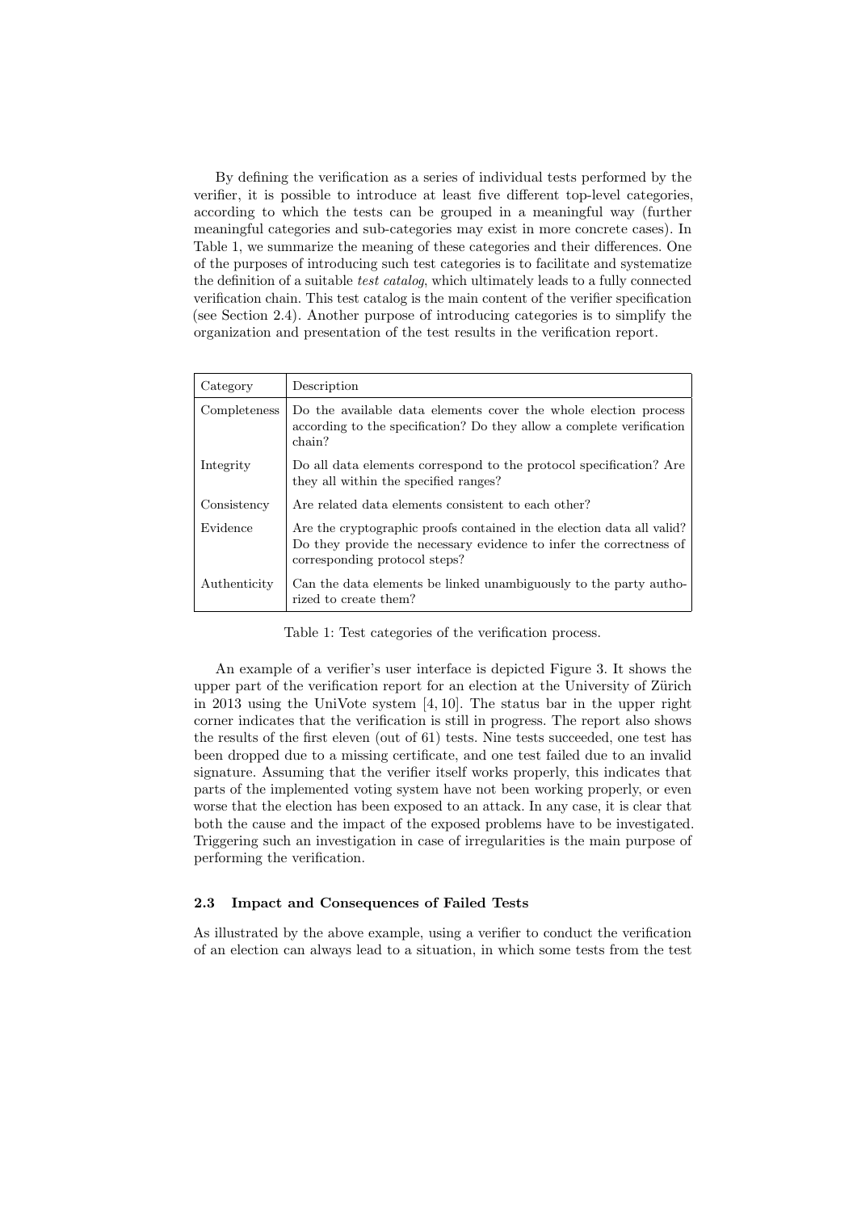By defining the verification as a series of individual tests performed by the verifier, it is possible to introduce at least five different top-level categories, according to which the tests can be grouped in a meaningful way (further meaningful categories and sub-categories may exist in more concrete cases). In Table 1, we summarize the meaning of these categories and their differences. One of the purposes of introducing such test categories is to facilitate and systematize the definition of a suitable *test catalog*, which ultimately leads to a fully connected verification chain. This test catalog is the main content of the verifier specification (see Section 2.4). Another purpose of introducing categories is to simplify the organization and presentation of the test results in the verification report.

| Category | Description |
| --- | --- |
| Completeness | Do the available data elements cover the whole election process according to the specification? Do they allow a complete verification chain? |
| Integrity | Do all data elements correspond to the protocol specification? Are they all within the specified ranges? |
| Consistency | Are related data elements consistent to each other? |
| Evidence | Are the cryptographic proofs contained in the election data all valid? Do they provide the necessary evidence to infer the correctness of corresponding protocol steps? |
| Authenticity | Can the data elements be linked unambiguously to the party authorized to create them? |

Table 1: Test categories of the verification process.

An example of a verifier's user interface is depicted Figure 3. It shows the upper part of the verification report for an election at the University of Zürich in 2013 using the UniVote system [4, 10]. The status bar in the upper right corner indicates that the verification is still in progress. The report also shows the results of the first eleven (out of 61) tests. Nine tests succeeded, one test has been dropped due to a missing certificate, and one test failed due to an invalid signature. Assuming that the verifier itself works properly, this indicates that parts of the implemented voting system have not been working properly, or even worse that the election has been exposed to an attack. In any case, it is clear that both the cause and the impact of the exposed problems have to be investigated. Triggering such an investigation in case of irregularities is the main purpose of performing the verification.

### 2.3 Impact and Consequences of Failed Tests

As illustrated by the above example, using a verifier to conduct the verification of an election can always lead to a situation, in which some tests from the test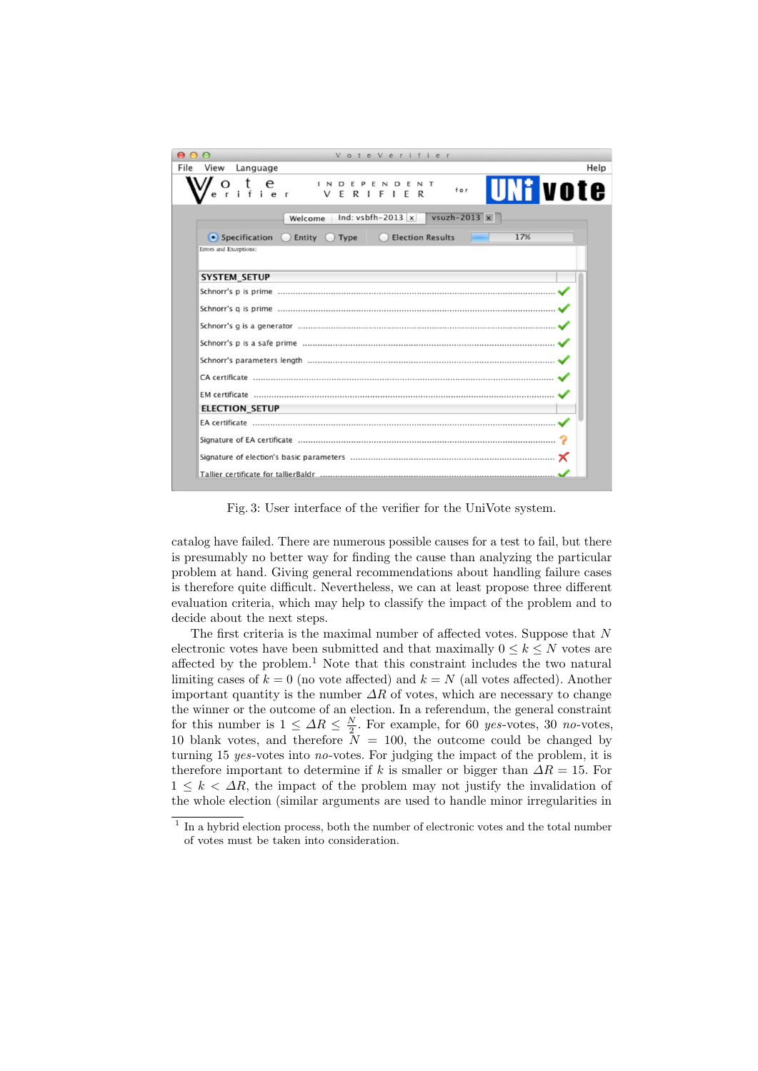Fig. 3: User interface of the verifier for the UniVote system.

catalog have failed. There are numerous possible causes for a test to fail, but there is presumably no better way for finding the cause than analyzing the particular problem at hand. Giving general recommendations about handling failure cases is therefore quite difficult. Nevertheless, we can at least propose three different evaluation criteria, which may help to classify the impact of the problem and to decide about the next steps.

The first criteria is the maximal number of affected votes. Suppose that $N$ electronic votes have been submitted and that maximally $0 \leq k \leq N$ votes are affected by the problem.[1] Note that this constraint includes the two natural limiting cases of $k = 0$ (no vote affected) and $k = N$ (all votes affected). Another important quantity is the number $\Delta R$ of votes, which are necessary to change the winner or the outcome of an election. In a referendum, the general constraint for this number is $1 \leq \Delta R \leq \frac{N}{2}$. For example, for 60 *yes*-votes, 30 *no*-votes, 10 blank votes, and therefore $N = 100$, the outcome could be changed by turning 15 *yes*-votes into *no*-votes. For judging the impact of the problem, it is therefore important to determine if $k$ is smaller or bigger than $\Delta R = 15$. For $1 \leq k < \Delta R$, the impact of the problem may not justify the invalidation of the whole election (similar arguments are used to handle minor irregularities in

[1] In a hybrid election process, both the number of electronic votes and the total number of votes must be taken into consideration.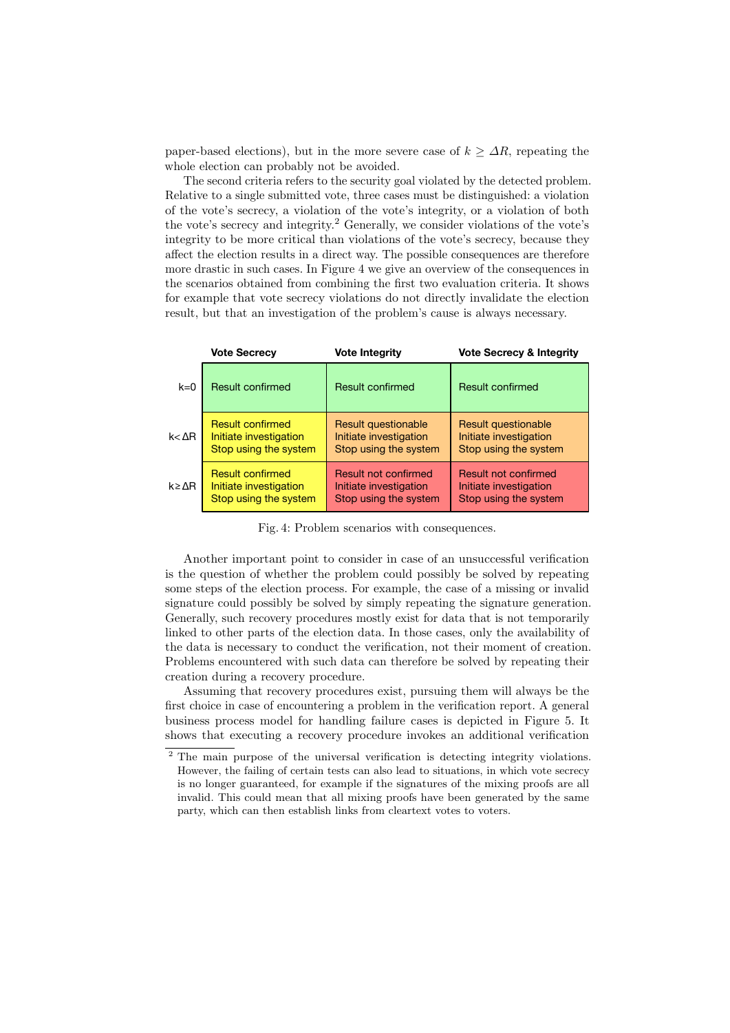paper-based elections), but in the more severe case of $k \geq \Delta R$, repeating the whole election can probably not be avoided.

The second criteria refers to the security goal violated by the detected problem. Relative to a single submitted vote, three cases must be distinguished: a violation of the vote's secrecy, a violation of the vote's integrity, or a violation of both the vote's secrecy and integrity.[2] Generally, we consider violations of the vote's integrity to be more critical than violations of the vote's secrecy, because they affect the election results in a direct way. The possible consequences are therefore more drastic in such cases. In Figure 4 we give an overview of the consequences in the scenarios obtained from combining the first two evaluation criteria. It shows for example that vote secrecy violations do not directly invalidate the election result, but that an investigation of the problem's cause is always necessary.

| | **Vote Secrecy** | **Vote Integrity** | **Vote Secrecy & Integrity** |
|---|---|---|---|
| $k=0$ | Result confirmed | Result confirmed | Result confirmed |
| $k<\Delta R$ | Result confirmed<br>Initiate investigation<br>Stop using the system | Result questionable<br>Initiate investigation<br>Stop using the system | Result questionable<br>Initiate investigation<br>Stop using the system |
| $k\geq\Delta R$ | Result confirmed<br>Initiate investigation<br>Stop using the system | Result not confirmed<br>Initiate investigation<br>Stop using the system | Result not confirmed<br>Initiate investigation<br>Stop using the system |

Fig. 4: Problem scenarios with consequences.

Another important point to consider in case of an unsuccessful verification is the question of whether the problem could possibly be solved by repeating some steps of the election process. For example, the case of a missing or invalid signature could possibly be solved by simply repeating the signature generation. Generally, such recovery procedures mostly exist for data that is not temporarily linked to other parts of the election data. In those cases, only the availability of the data is necessary to conduct the verification, not their moment of creation. Problems encountered with such data can therefore be solved by repeating their creation during a recovery procedure.

Assuming that recovery procedures exist, pursuing them will always be the first choice in case of encountering a problem in the verification report. A general business process model for handling failure cases is depicted in Figure 5. It shows that executing a recovery procedure invokes an additional verification

[2] The main purpose of the universal verification is detecting integrity violations. However, the failing of certain tests can also lead to situations, in which vote secrecy is no longer guaranteed, for example if the signatures of the mixing proofs are all invalid. This could mean that all mixing proofs have been generated by the same party, which can then establish links from cleartext votes to voters.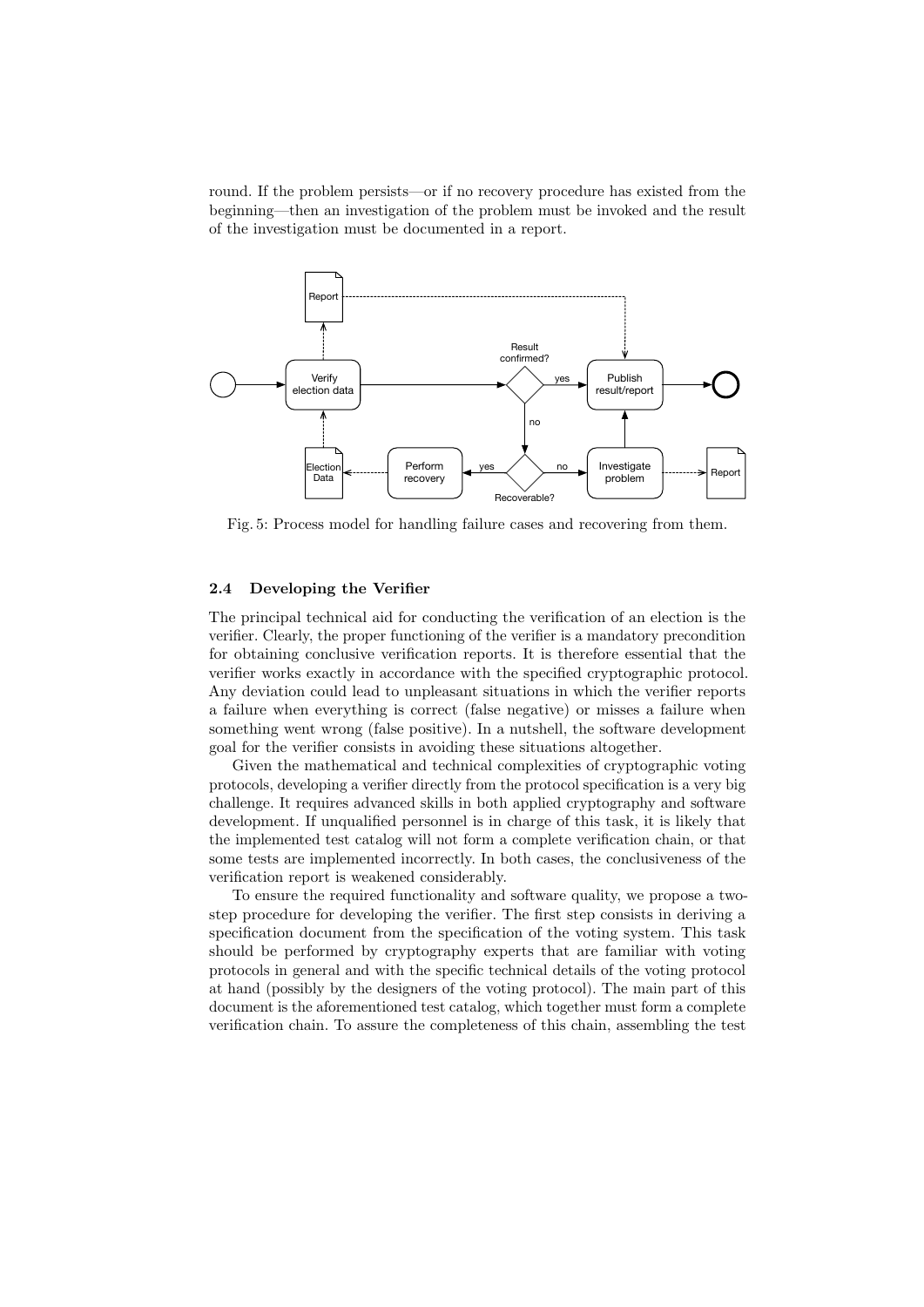round. If the problem persists—or if no recovery procedure has existed from the beginning—then an investigation of the problem must be invoked and the result of the investigation must be documented in a report.

Report

Verify election data

Result confirmed?

yes

Publish result/report

no

Election Data

Perform recovery

yes

no

Investigate problem

Report

Recoverable?

Fig. 5: Process model for handling failure cases and recovering from them.

### 2.4 Developing the Verifier

The principal technical aid for conducting the verification of an election is the verifier. Clearly, the proper functioning of the verifier is a mandatory precondition for obtaining conclusive verification reports. It is therefore essential that the verifier works exactly in accordance with the specified cryptographic protocol. Any deviation could lead to unpleasant situations in which the verifier reports a failure when everything is correct (false negative) or misses a failure when something went wrong (false positive). In a nutshell, the software development goal for the verifier consists in avoiding these situations altogether.

Given the mathematical and technical complexities of cryptographic voting protocols, developing a verifier directly from the protocol specification is a very big challenge. It requires advanced skills in both applied cryptography and software development. If unqualified personnel is in charge of this task, it is likely that the implemented test catalog will not form a complete verification chain, or that some tests are implemented incorrectly. In both cases, the conclusiveness of the verification report is weakened considerably.

To ensure the required functionality and software quality, we propose a two-step procedure for developing the verifier. The first step consists in deriving a specification document from the specification of the voting system. This task should be performed by cryptography experts that are familiar with voting protocols in general and with the specific technical details of the voting protocol at hand (possibly by the designers of the voting protocol). The main part of this document is the aforementioned test catalog, which together must form a complete verification chain. To assure the completeness of this chain, assembling the test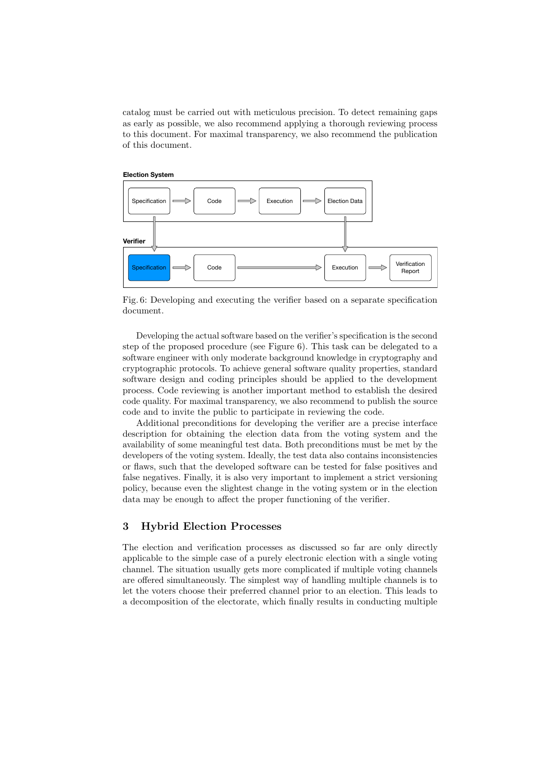catalog must be carried out with meticulous precision. To detect remaining gaps as early as possible, we also recommend applying a thorough reviewing process to this document. For maximal transparency, we also recommend the publication of this document.

Fig. 6: Developing and executing the verifier based on a separate specification document.

Developing the actual software based on the verifier's specification is the second step of the proposed procedure (see Figure 6). This task can be delegated to a software engineer with only moderate background knowledge in cryptography and cryptographic protocols. To achieve general software quality properties, standard software design and coding principles should be applied to the development process. Code reviewing is another important method to establish the desired code quality. For maximal transparency, we also recommend to publish the source code and to invite the public to participate in reviewing the code.

Additional preconditions for developing the verifier are a precise interface description for obtaining the election data from the voting system and the availability of some meaningful test data. Both preconditions must be met by the developers of the voting system. Ideally, the test data also contains inconsistencies or flaws, such that the developed software can be tested for false positives and false negatives. Finally, it is also very important to implement a strict versioning policy, because even the slightest change in the voting system or in the election data may be enough to affect the proper functioning of the verifier.

## 3 Hybrid Election Processes

The election and verification processes as discussed so far are only directly applicable to the simple case of a purely electronic election with a single voting channel. The situation usually gets more complicated if multiple voting channels are offered simultaneously. The simplest way of handling multiple channels is to let the voters choose their preferred channel prior to an election. This leads to a decomposition of the electorate, which finally results in conducting multiple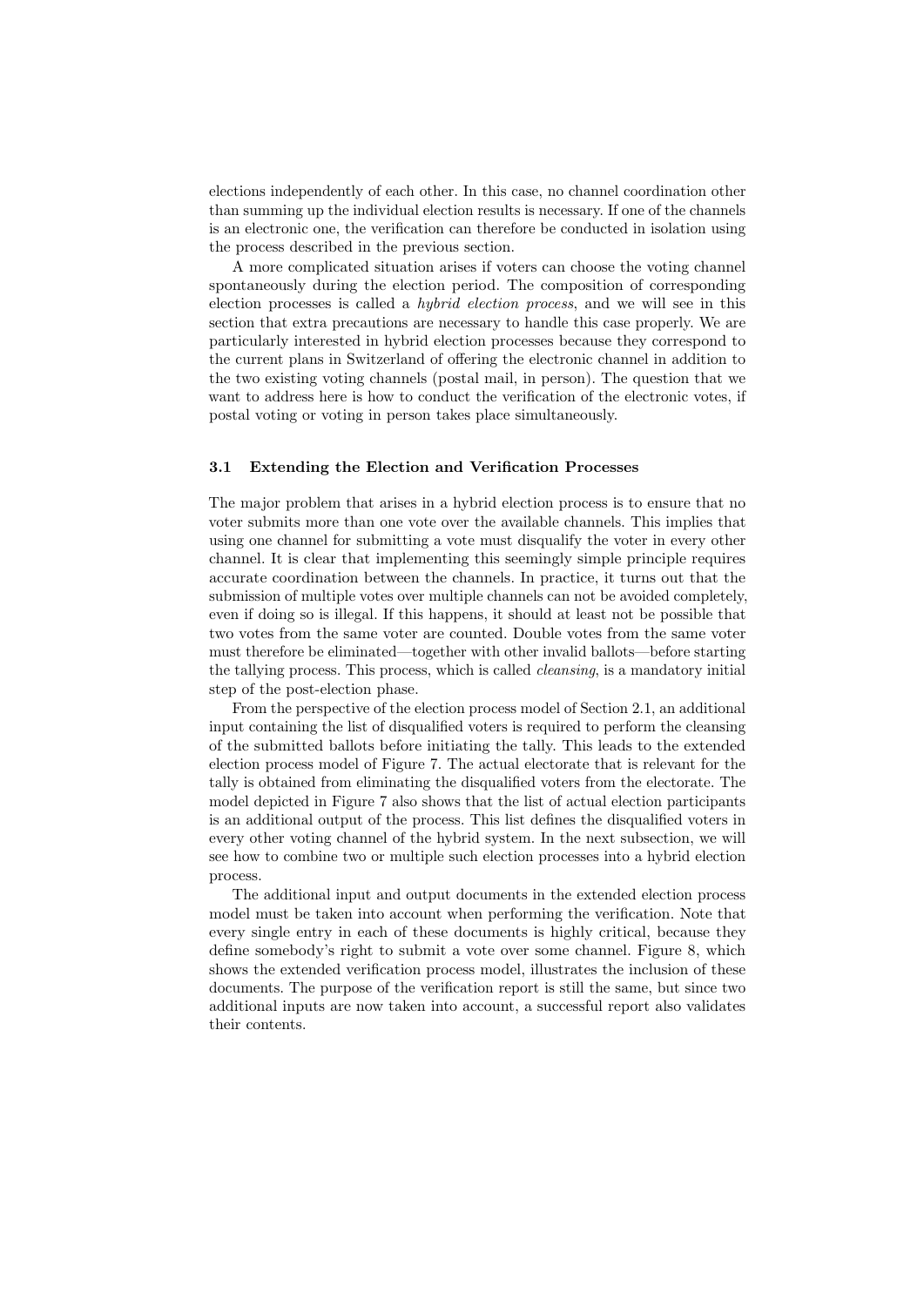elections independently of each other. In this case, no channel coordination other than summing up the individual election results is necessary. If one of the channels is an electronic one, the verification can therefore be conducted in isolation using the process described in the previous section.

A more complicated situation arises if voters can choose the voting channel spontaneously during the election period. The composition of corresponding election processes is called a *hybrid election process*, and we will see in this section that extra precautions are necessary to handle this case properly. We are particularly interested in hybrid election processes because they correspond to the current plans in Switzerland of offering the electronic channel in addition to the two existing voting channels (postal mail, in person). The question that we want to address here is how to conduct the verification of the electronic votes, if postal voting or voting in person takes place simultaneously.

### 3.1 Extending the Election and Verification Processes

The major problem that arises in a hybrid election process is to ensure that no voter submits more than one vote over the available channels. This implies that using one channel for submitting a vote must disqualify the voter in every other channel. It is clear that implementing this seemingly simple principle requires accurate coordination between the channels. In practice, it turns out that the submission of multiple votes over multiple channels can not be avoided completely, even if doing so is illegal. If this happens, it should at least not be possible that two votes from the same voter are counted. Double votes from the same voter must therefore be eliminated—together with other invalid ballots—before starting the tallying process. This process, which is called *cleansing*, is a mandatory initial step of the post-election phase.

From the perspective of the election process model of Section 2.1, an additional input containing the list of disqualified voters is required to perform the cleansing of the submitted ballots before initiating the tally. This leads to the extended election process model of Figure 7. The actual electorate that is relevant for the tally is obtained from eliminating the disqualified voters from the electorate. The model depicted in Figure 7 also shows that the list of actual election participants is an additional output of the process. This list defines the disqualified voters in every other voting channel of the hybrid system. In the next subsection, we will see how to combine two or multiple such election processes into a hybrid election process.

The additional input and output documents in the extended election process model must be taken into account when performing the verification. Note that every single entry in each of these documents is highly critical, because they define somebody's right to submit a vote over some channel. Figure 8, which shows the extended verification process model, illustrates the inclusion of these documents. The purpose of the verification report is still the same, but since two additional inputs are now taken into account, a successful report also validates their contents.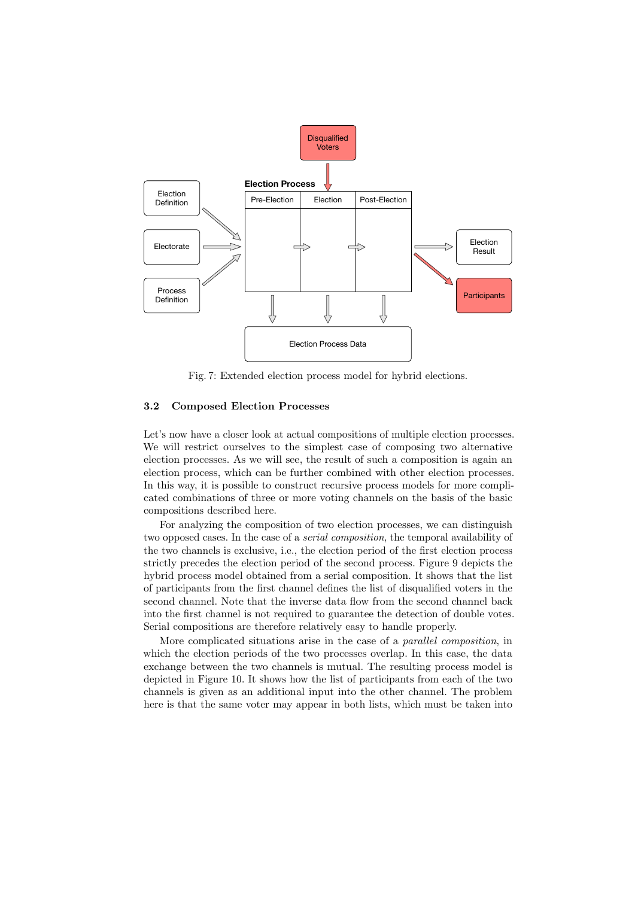Fig. 7: Extended election process model for hybrid elections.

### 3.2 Composed Election Processes

Let's now have a closer look at actual compositions of multiple election processes. We will restrict ourselves to the simplest case of composing two alternative election processes. As we will see, the result of such a composition is again an election process, which can be further combined with other election processes. In this way, it is possible to construct recursive process models for more complicated combinations of three or more voting channels on the basis of the basic compositions described here.

For analyzing the composition of two election processes, we can distinguish two opposed cases. In the case of a *serial composition*, the temporal availability of the two channels is exclusive, i.e., the election period of the first election process strictly precedes the election period of the second process. Figure 9 depicts the hybrid process model obtained from a serial composition. It shows that the list of participants from the first channel defines the list of disqualified voters in the second channel. Note that the inverse data flow from the second channel back into the first channel is not required to guarantee the detection of double votes. Serial compositions are therefore relatively easy to handle properly.

More complicated situations arise in the case of a *parallel composition*, in which the election periods of the two processes overlap. In this case, the data exchange between the two channels is mutual. The resulting process model is depicted in Figure 10. It shows how the list of participants from each of the two channels is given as an additional input into the other channel. The problem here is that the same voter may appear in both lists, which must be taken into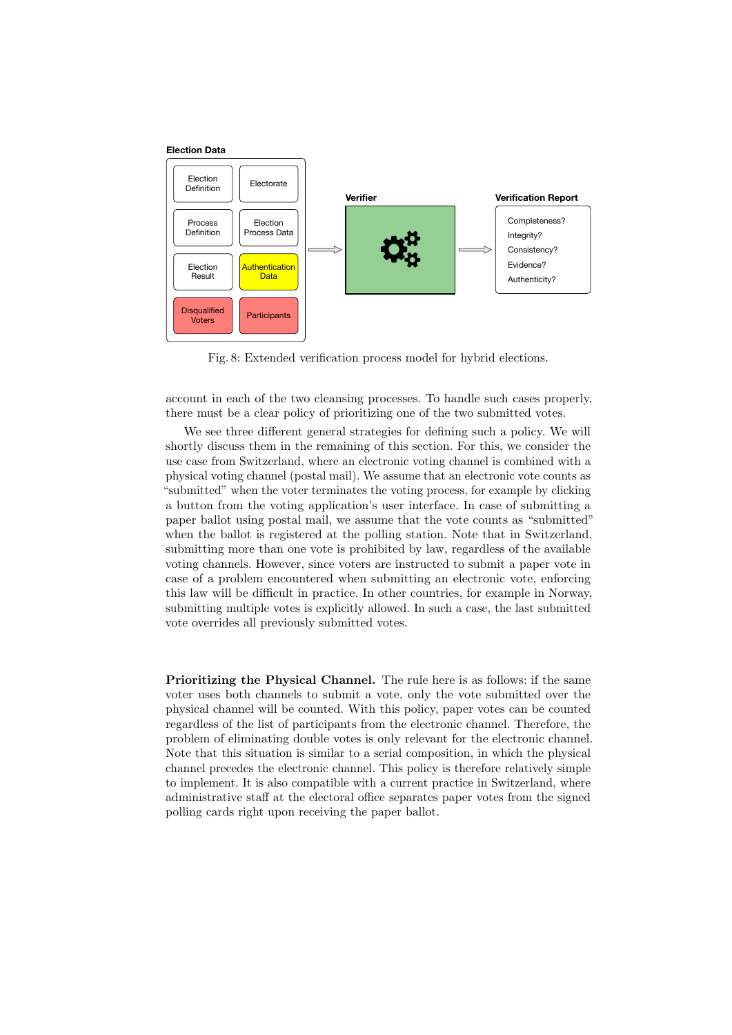Fig. 8: Extended verification process model for hybrid elections.

account in each of the two cleansing processes. To handle such cases properly, there must be a clear policy of prioritizing one of the two submitted votes.

We see three different general strategies for defining such a policy. We will shortly discuss them in the remaining of this section. For this, we consider the use case from Switzerland, where an electronic voting channel is combined with a physical voting channel (postal mail). We assume that an electronic vote counts as "submitted" when the voter terminates the voting process, for example by clicking a button from the voting application's user interface. In case of submitting a paper ballot using postal mail, we assume that the vote counts as "submitted" when the ballot is registered at the polling station. Note that in Switzerland, submitting more than one vote is prohibited by law, regardless of the available voting channels. However, since voters are instructed to submit a paper vote in case of a problem encountered when submitting an electronic vote, enforcing this law will be difficult in practice. In other countries, for example in Norway, submitting multiple votes is explicitly allowed. In such a case, the last submitted vote overrides all previously submitted votes.

**Prioritizing the Physical Channel.** The rule here is as follows: if the same voter uses both channels to submit a vote, only the vote submitted over the physical channel will be counted. With this policy, paper votes can be counted regardless of the list of participants from the electronic channel. Therefore, the problem of eliminating double votes is only relevant for the electronic channel. Note that this situation is similar to a serial composition, in which the physical channel precedes the electronic channel. This policy is therefore relatively simple to implement. It is also compatible with a current practice in Switzerland, where administrative staff at the electoral office separates paper votes from the signed polling cards right upon receiving the paper ballot.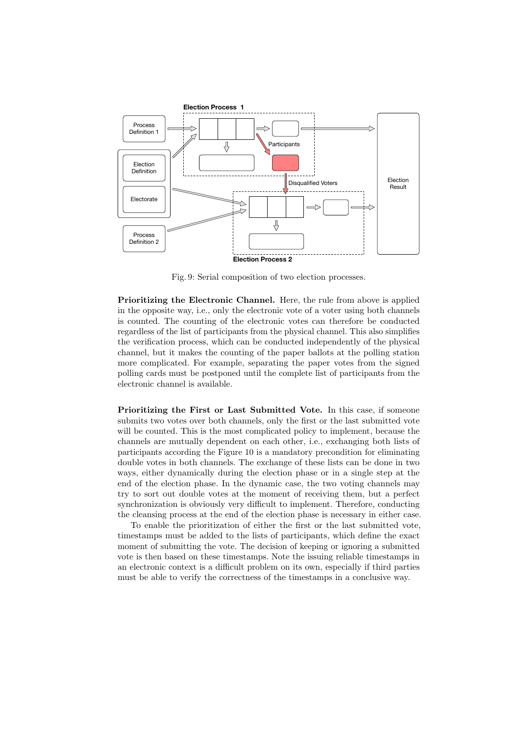Election Process 1

Process Definition 1

Election Definition

Electorate

Participants

Disqualified Voters

Election Result

Process Definition 2

Election Process 2

Fig. 9: Serial composition of two election processes.

**Prioritizing the Electronic Channel.** Here, the rule from above is applied in the opposite way, i.e., only the electronic vote of a voter using both channels is counted. The counting of the electronic votes can therefore be conducted regardless of the list of participants from the physical channel. This also simplifies the verification process, which can be conducted independently of the physical channel, but it makes the counting of the paper ballots at the polling station more complicated. For example, separating the paper votes from the signed polling cards must be postponed until the complete list of participants from the electronic channel is available.

**Prioritizing the First or Last Submitted Vote.** In this case, if someone submits two votes over both channels, only the first or the last submitted vote will be counted. This is the most complicated policy to implement, because the channels are mutually dependent on each other, i.e., exchanging both lists of participants according the Figure 10 is a mandatory precondition for eliminating double votes in both channels. The exchange of these lists can be done in two ways, either dynamically during the election phase or in a single step at the end of the election phase. In the dynamic case, the two voting channels may try to sort out double votes at the moment of receiving them, but a perfect synchronization is obviously very difficult to implement. Therefore, conducting the cleansing process at the end of the election phase is necessary in either case.

To enable the prioritization of either the first or the last submitted vote, timestamps must be added to the lists of participants, which define the exact moment of submitting the vote. The decision of keeping or ignoring a submitted vote is then based on these timestamps. Note the issuing reliable timestamps in an electronic context is a difficult problem on its own, especially if third parties must be able to verify the correctness of the timestamps in a conclusive way.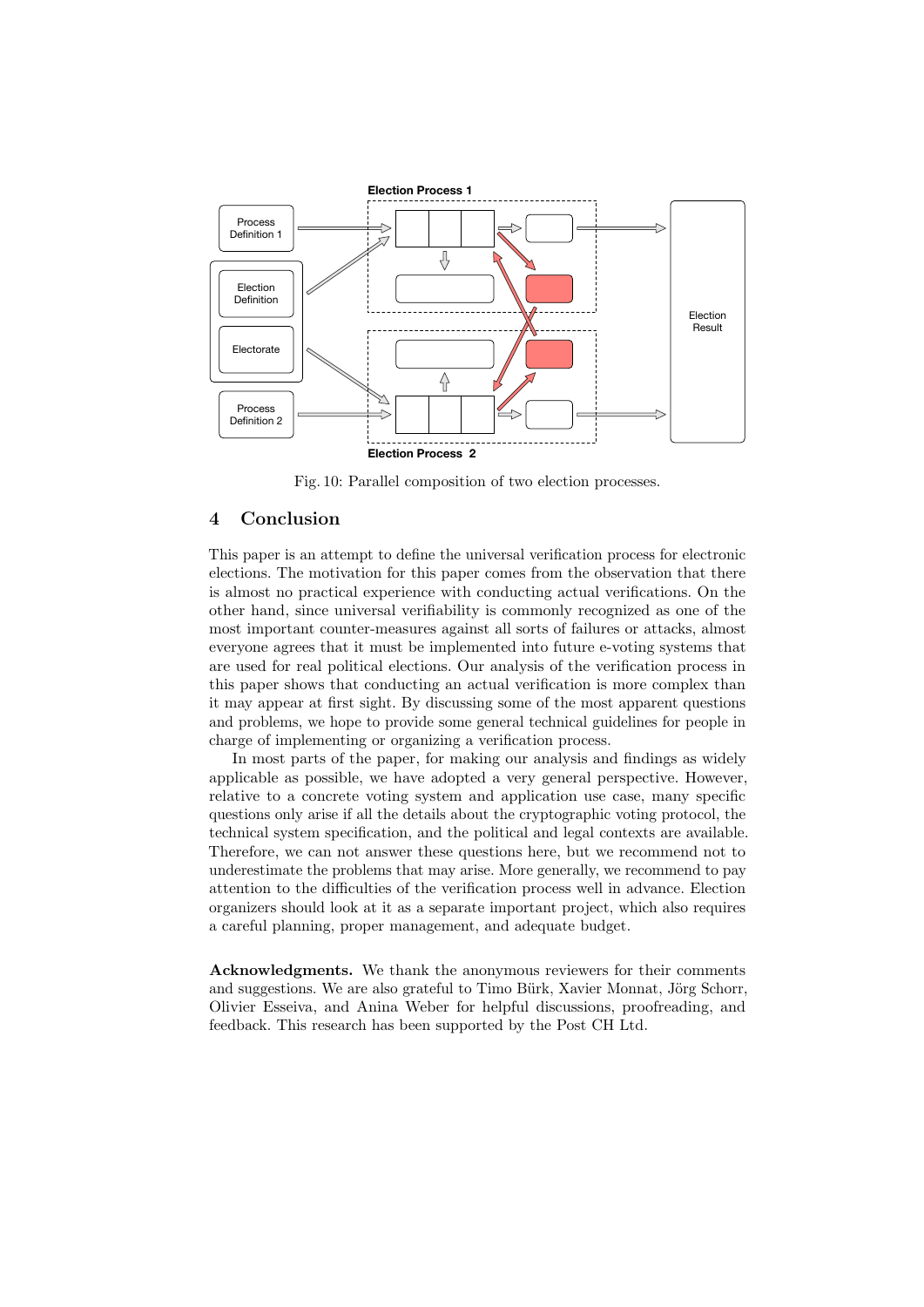Fig. 10: Parallel composition of two election processes.

## 4 Conclusion

This paper is an attempt to define the universal verification process for electronic elections. The motivation for this paper comes from the observation that there is almost no practical experience with conducting actual verifications. On the other hand, since universal verifiability is commonly recognized as one of the most important counter-measures against all sorts of failures or attacks, almost everyone agrees that it must be implemented into future e-voting systems that are used for real political elections. Our analysis of the verification process in this paper shows that conducting an actual verification is more complex than it may appear at first sight. By discussing some of the most apparent questions and problems, we hope to provide some general technical guidelines for people in charge of implementing or organizing a verification process.

In most parts of the paper, for making our analysis and findings as widely applicable as possible, we have adopted a very general perspective. However, relative to a concrete voting system and application use case, many specific questions only arise if all the details about the cryptographic voting protocol, the technical system specification, and the political and legal contexts are available. Therefore, we can not answer these questions here, but we recommend not to underestimate the problems that may arise. More generally, we recommend to pay attention to the difficulties of the verification process well in advance. Election organizers should look at it as a separate important project, which also requires a careful planning, proper management, and adequate budget.

**Acknowledgments.** We thank the anonymous reviewers for their comments and suggestions. We are also grateful to Timo Bürk, Xavier Monnat, Jörg Schorr, Olivier Esseiva, and Anina Weber for helpful discussions, proofreading, and feedback. This research has been supported by the Post CH Ltd.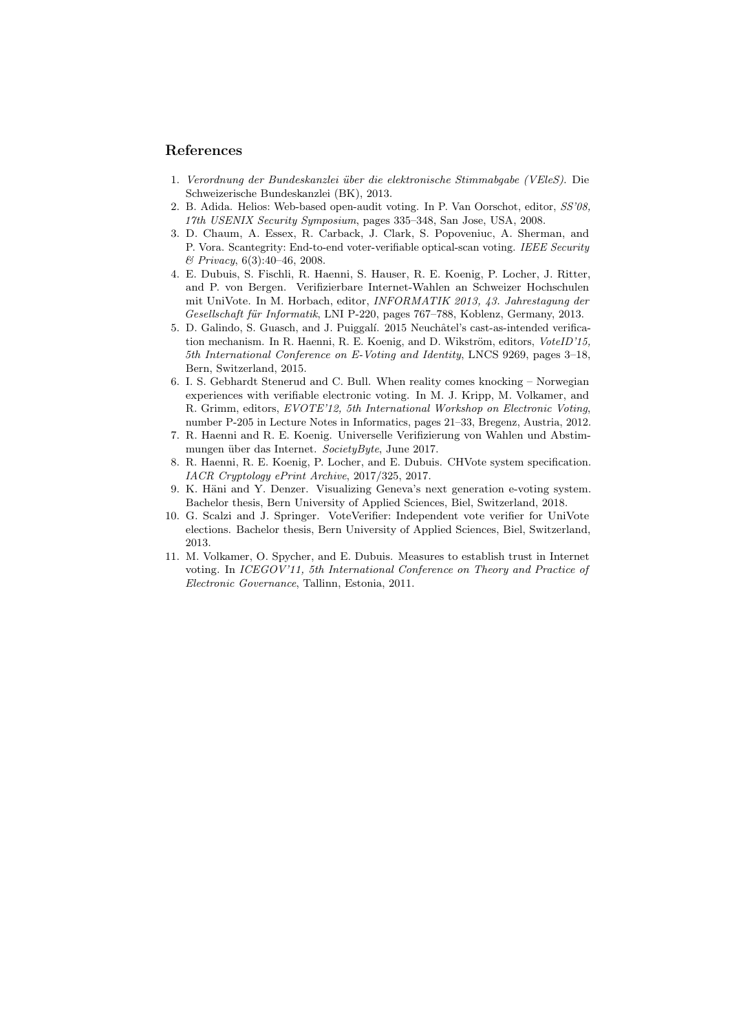## References

1. *Verordnung der Bundeskanzlei über die elektronische Stimmabgabe (VEleS)*. Die Schweizerische Bundeskanzlei (BK), 2013.
2. B. Adida. Helios: Web-based open-audit voting. In P. Van Oorschot, editor, *SS'08, 17th USENIX Security Symposium*, pages 335–348, San Jose, USA, 2008.
3. D. Chaum, A. Essex, R. Carback, J. Clark, S. Popoveniuc, A. Sherman, and P. Vora. Scantegrity: End-to-end voter-verifiable optical-scan voting. *IEEE Security & Privacy*, 6(3):40–46, 2008.
4. E. Dubuis, S. Fischli, R. Haenni, S. Hauser, R. E. Koenig, P. Locher, J. Ritter, and P. von Bergen. Verifizierbare Internet-Wahlen an Schweizer Hochschulen mit UniVote. In M. Horbach, editor, *INFORMATIK 2013, 43. Jahrestagung der Gesellschaft für Informatik*, LNI P-220, pages 767–788, Koblenz, Germany, 2013.
5. D. Galindo, S. Guasch, and J. Puiggalí. 2015 Neuchâtel's cast-as-intended verification mechanism. In R. Haenni, R. E. Koenig, and D. Wikström, editors, *VoteID'15, 5th International Conference on E-Voting and Identity*, LNCS 9269, pages 3–18, Bern, Switzerland, 2015.
6. I. S. Gebhardt Stenerud and C. Bull. When reality comes knocking – Norwegian experiences with verifiable electronic voting. In M. J. Kripp, M. Volkamer, and R. Grimm, editors, *EVOTE'12, 5th International Workshop on Electronic Voting*, number P-205 in Lecture Notes in Informatics, pages 21–33, Bregenz, Austria, 2012.
7. R. Haenni and R. E. Koenig. Universelle Verifizierung von Wahlen und Abstimmungen über das Internet. *SocietyByte*, June 2017.
8. R. Haenni, R. E. Koenig, P. Locher, and E. Dubuis. CHVote system specification. *IACR Cryptology ePrint Archive*, 2017/325, 2017.
9. K. Häni and Y. Denzer. Visualizing Geneva's next generation e-voting system. Bachelor thesis, Bern University of Applied Sciences, Biel, Switzerland, 2018.
10. G. Scalzi and J. Springer. VoteVerifier: Independent vote verifier for UniVote elections. Bachelor thesis, Bern University of Applied Sciences, Biel, Switzerland, 2013.
11. M. Volkamer, O. Spycher, and E. Dubuis. Measures to establish trust in Internet voting. In *ICEGOV'11, 5th International Conference on Theory and Practice of Electronic Governance*, Tallinn, Estonia, 2011.